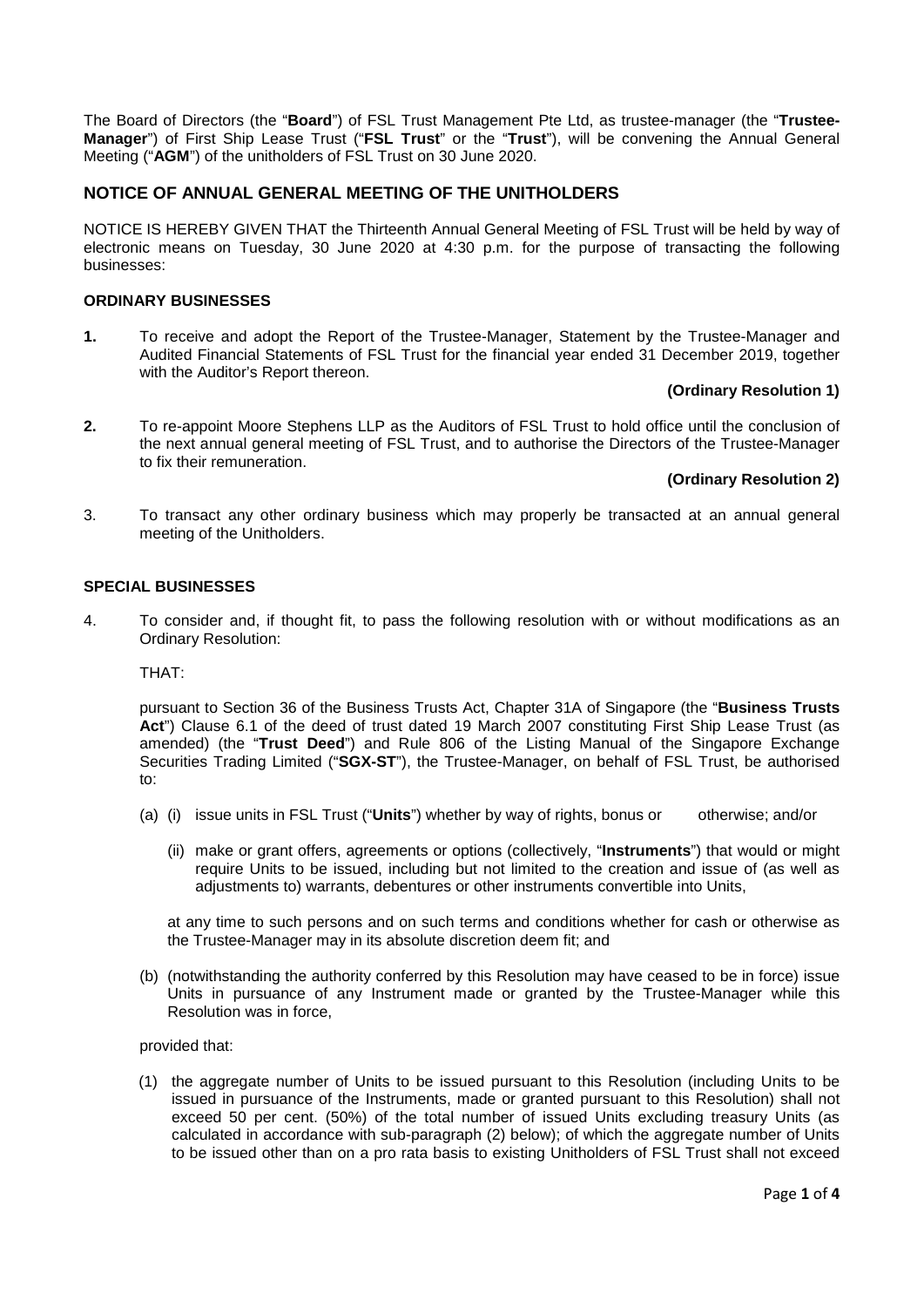The Board of Directors (the "**Board**") of FSL Trust Management Pte Ltd, as trustee-manager (the "**Trustee-Manager**") of First Ship Lease Trust ("**FSL Trust**" or the "**Trust**"), will be convening the Annual General Meeting ("**AGM**") of the unitholders of FSL Trust on 30 June 2020.

## NOTICE OF ANNUAL GENERAL MEETING OF THE UNITHOLDERS

NOTICE IS HEREBY GIVEN THAT the Thirteenth Annual General Meeting of FSL Trust will be held by way of electronic means on Tuesday, 30 June 2020 at 4:30 p.m. for the purpose of transacting the following businesses:

### ORDINARY BUSINESSES

**1.** To receive and adopt the Report of the Trustee-Manager, Statement by the Trustee-Manager and Audited Financial Statements of FSL Trust for the financial year ended 31 December 2019, together with the Auditor's Report thereon.

**(Ordinary Resolution 1)**

**2.** To re-appoint Moore Stephens LLP as the Auditors of FSL Trust to hold office until the conclusion of the next annual general meeting of FSL Trust, and to authorise the Directors of the Trustee-Manager to fix their remuneration.

**(Ordinary Resolution 2)**

3. To transact any other ordinary business which may properly be transacted at an annual general meeting of the Unitholders.

### SPECIAL BUSINESSES

4. To consider and, if thought fit, to pass the following resolution with or without modifications as an Ordinary Resolution:

THAT:

pursuant to Section 36 of the Business Trusts Act, Chapter 31A of Singapore (the "**Business Trusts Act**") Clause 6.1 of the deed of trust dated 19 March 2007 constituting First Ship Lease Trust (as amended) (the "**Trust Deed**") and Rule 806 of the Listing Manual of the Singapore Exchange Securities Trading Limited ("**SGX-ST**"), the Trustee-Manager, on behalf of FSL Trust, be authorised to:

(a) (i) issue units in FSL Trust ("**Units**") whether by way of rights, bonus or otherwise; and/or

(ii) make or grant offers, agreements or options (collectively, "**Instruments**") that would or might require Units to be issued, including but not limited to the creation and issue of (as well as adjustments to) warrants, debentures or other instruments convertible into Units,

at any time to such persons and on such terms and conditions whether for cash or otherwise as the Trustee-Manager may in its absolute discretion deem fit; and

(b) (notwithstanding the authority conferred by this Resolution may have ceased to be in force) issue Units in pursuance of any Instrument made or granted by the Trustee-Manager while this Resolution was in force,

provided that:

(1) the aggregate number of Units to be issued pursuant to this Resolution (including Units to be issued in pursuance of the Instruments, made or granted pursuant to this Resolution) shall not exceed 50 per cent. (50%) of the total number of issued Units excluding treasury Units (as calculated in accordance with sub-paragraph (2) below); of which the aggregate number of Units to be issued other than on a pro rata basis to existing Unitholders of FSL Trust shall not exceed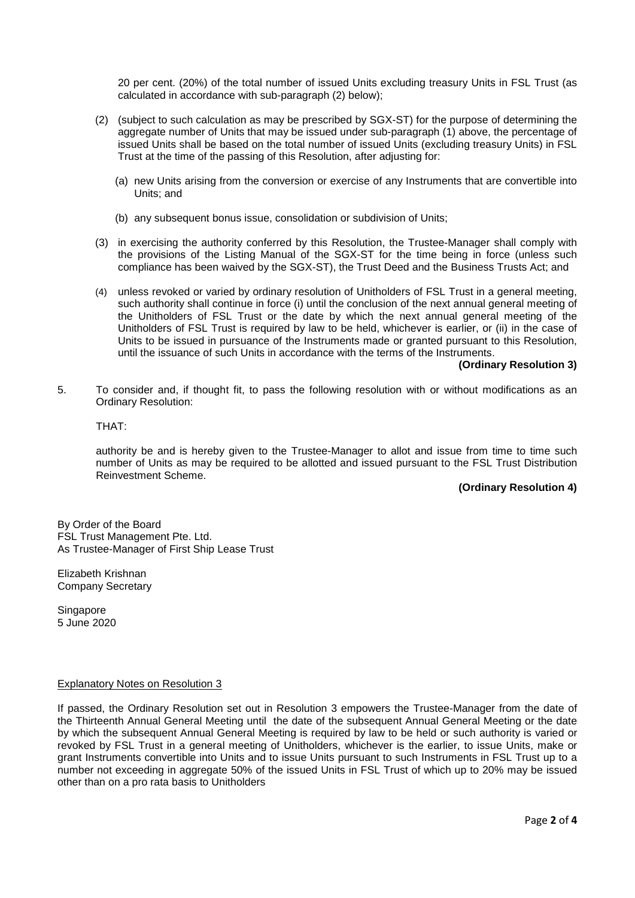20 per cent. (20%) of the total number of issued Units excluding treasury Units in FSL Trust (as calculated in accordance with sub-paragraph (2) below);

(2) (subject to such calculation as may be prescribed by SGX-ST) for the purpose of determining the aggregate number of Units that may be issued under sub-paragraph (1) above, the percentage of issued Units shall be based on the total number of issued Units (excluding treasury Units) in FSL Trust at the time of the passing of this Resolution, after adjusting for:

(a) new Units arising from the conversion or exercise of any Instruments that are convertible into Units; and

(b) any subsequent bonus issue, consolidation or subdivision of Units;

(3) in exercising the authority conferred by this Resolution, the Trustee-Manager shall comply with the provisions of the Listing Manual of the SGX-ST for the time being in force (unless such compliance has been waived by the SGX-ST), the Trust Deed and the Business Trusts Act; and

(4) unless revoked or varied by ordinary resolution of Unitholders of FSL Trust in a general meeting, such authority shall continue in force (i) until the conclusion of the next annual general meeting of the Unitholders of FSL Trust or the date by which the next annual general meeting of the Unitholders of FSL Trust is required by law to be held, whichever is earlier, or (ii) in the case of Units to be issued in pursuance of the Instruments made or granted pursuant to this Resolution, until the issuance of such Units in accordance with the terms of the Instruments.

**(Ordinary Resolution 3)**

5. To consider and, if thought fit, to pass the following resolution with or without modifications as an Ordinary Resolution:

THAT:

authority be and is hereby given to the Trustee-Manager to allot and issue from time to time such number of Units as may be required to be allotted and issued pursuant to the FSL Trust Distribution Reinvestment Scheme.

**(Ordinary Resolution 4)**

By Order of the Board
FSL Trust Management Pte. Ltd.
As Trustee-Manager of First Ship Lease Trust

Elizabeth Krishnan
Company Secretary

Singapore
5 June 2020

Explanatory Notes on Resolution 3

If passed, the Ordinary Resolution set out in Resolution 3 empowers the Trustee-Manager from the date of the Thirteenth Annual General Meeting until the date of the subsequent Annual General Meeting or the date by which the subsequent Annual General Meeting is required by law to be held or such authority is varied or revoked by FSL Trust in a general meeting of Unitholders, whichever is the earlier, to issue Units, make or grant Instruments convertible into Units and to issue Units pursuant to such Instruments in FSL Trust up to a number not exceeding in aggregate 50% of the issued Units in FSL Trust of which up to 20% may be issued other than on a pro rata basis to Unitholders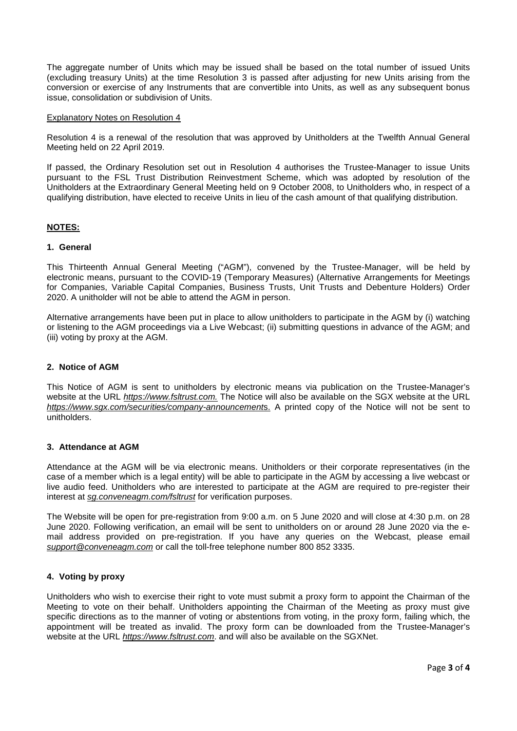The aggregate number of Units which may be issued shall be based on the total number of issued Units (excluding treasury Units) at the time Resolution 3 is passed after adjusting for new Units arising from the conversion or exercise of any Instruments that are convertible into Units, as well as any subsequent bonus issue, consolidation or subdivision of Units.

Explanatory Notes on Resolution 4

Resolution 4 is a renewal of the resolution that was approved by Unitholders at the Twelfth Annual General Meeting held on 22 April 2019.

If passed, the Ordinary Resolution set out in Resolution 4 authorises the Trustee-Manager to issue Units pursuant to the FSL Trust Distribution Reinvestment Scheme, which was adopted by resolution of the Unitholders at the Extraordinary General Meeting held on 9 October 2008, to Unitholders who, in respect of a qualifying distribution, have elected to receive Units in lieu of the cash amount of that qualifying distribution.

## NOTES:

### 1. General

This Thirteenth Annual General Meeting ("AGM"), convened by the Trustee-Manager, will be held by electronic means, pursuant to the COVID-19 (Temporary Measures) (Alternative Arrangements for Meetings for Companies, Variable Capital Companies, Business Trusts, Unit Trusts and Debenture Holders) Order 2020. A unitholder will not be able to attend the AGM in person.

Alternative arrangements have been put in place to allow unitholders to participate in the AGM by (i) watching or listening to the AGM proceedings via a Live Webcast; (ii) submitting questions in advance of the AGM; and (iii) voting by proxy at the AGM.

### 2. Notice of AGM

This Notice of AGM is sent to unitholders by electronic means via publication on the Trustee-Manager's website at the URL *https://www.fsltrust.com.* The Notice will also be available on the SGX website at the URL *https://www.sgx.com/securities/company-announcements.* A printed copy of the Notice will not be sent to unitholders.

### 3. Attendance at AGM

Attendance at the AGM will be via electronic means. Unitholders or their corporate representatives (in the case of a member which is a legal entity) will be able to participate in the AGM by accessing a live webcast or live audio feed. Unitholders who are interested to participate at the AGM are required to pre-register their interest at *sg.conveneagm.com/fsltrust* for verification purposes.

The Website will be open for pre-registration from 9:00 a.m. on 5 June 2020 and will close at 4:30 p.m. on 28 June 2020. Following verification, an email will be sent to unitholders on or around 28 June 2020 via the e-mail address provided on pre-registration. If you have any queries on the Webcast, please email *support@conveneagm.com* or call the toll-free telephone number 800 852 3335.

### 4. Voting by proxy

Unitholders who wish to exercise their right to vote must submit a proxy form to appoint the Chairman of the Meeting to vote on their behalf. Unitholders appointing the Chairman of the Meeting as proxy must give specific directions as to the manner of voting or abstentions from voting, in the proxy form, failing which, the appointment will be treated as invalid. The proxy form can be downloaded from the Trustee-Manager's website at the URL *https://www.fsltrust.com*. and will also be available on the SGXNet.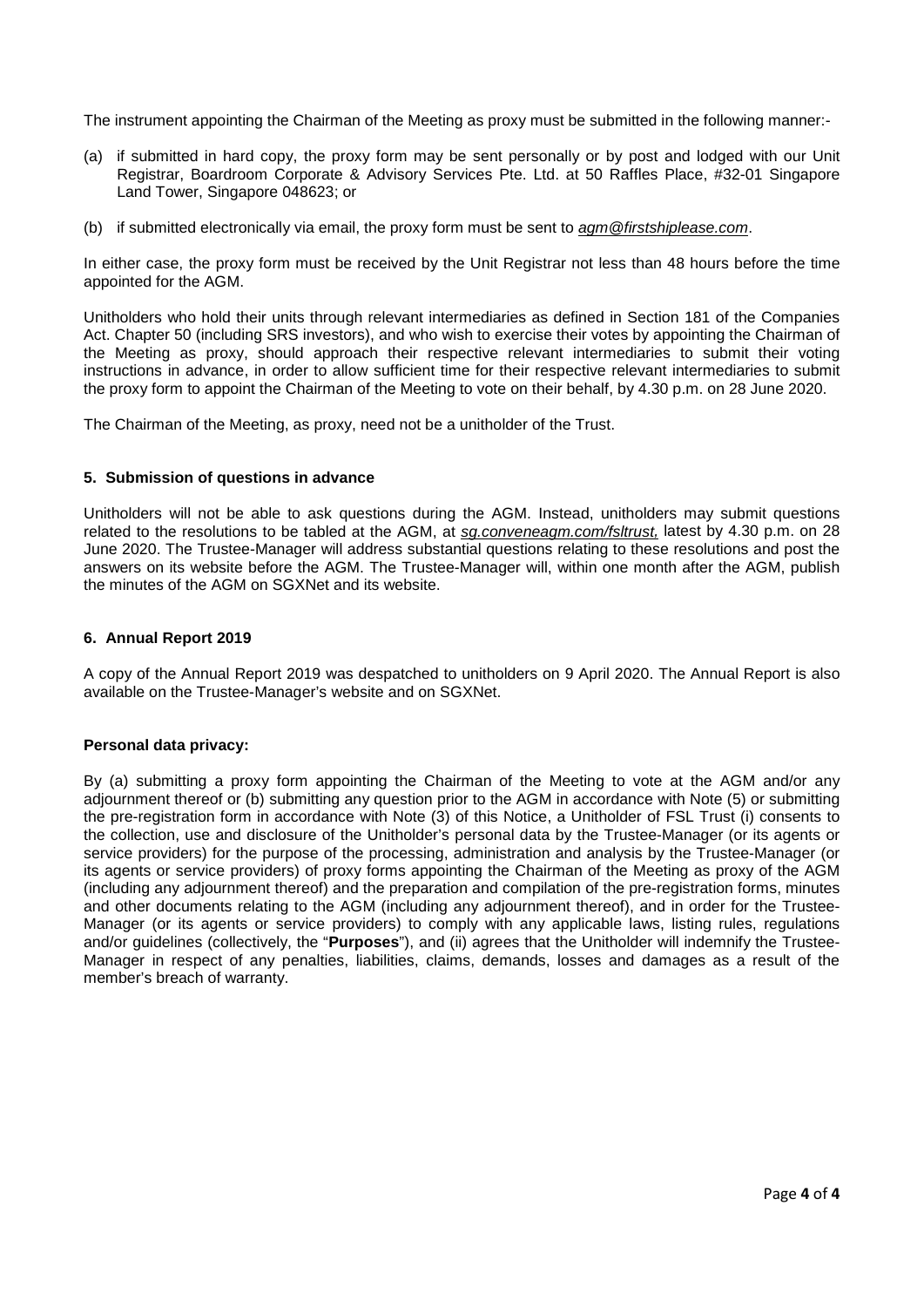The instrument appointing the Chairman of the Meeting as proxy must be submitted in the following manner:-

(a) if submitted in hard copy, the proxy form may be sent personally or by post and lodged with our Unit Registrar, Boardroom Corporate & Advisory Services Pte. Ltd. at 50 Raffles Place, #32-01 Singapore Land Tower, Singapore 048623; or

(b) if submitted electronically via email, the proxy form must be sent to *agm@firstshiplease.com*.

In either case, the proxy form must be received by the Unit Registrar not less than 48 hours before the time appointed for the AGM.

Unitholders who hold their units through relevant intermediaries as defined in Section 181 of the Companies Act. Chapter 50 (including SRS investors), and who wish to exercise their votes by appointing the Chairman of the Meeting as proxy, should approach their respective relevant intermediaries to submit their voting instructions in advance, in order to allow sufficient time for their respective relevant intermediaries to submit the proxy form to appoint the Chairman of the Meeting to vote on their behalf, by 4.30 p.m. on 28 June 2020.

The Chairman of the Meeting, as proxy, need not be a unitholder of the Trust.

**5. Submission of questions in advance**

Unitholders will not be able to ask questions during the AGM. Instead, unitholders may submit questions related to the resolutions to be tabled at the AGM, at *sg.conveneagm.com/fsltrust,* latest by 4.30 p.m. on 28 June 2020. The Trustee-Manager will address substantial questions relating to these resolutions and post the answers on its website before the AGM. The Trustee-Manager will, within one month after the AGM, publish the minutes of the AGM on SGXNet and its website.

**6. Annual Report 2019**

A copy of the Annual Report 2019 was despatched to unitholders on 9 April 2020. The Annual Report is also available on the Trustee-Manager's website and on SGXNet.

**Personal data privacy:**

By (a) submitting a proxy form appointing the Chairman of the Meeting to vote at the AGM and/or any adjournment thereof or (b) submitting any question prior to the AGM in accordance with Note (5) or submitting the pre-registration form in accordance with Note (3) of this Notice, a Unitholder of FSL Trust (i) consents to the collection, use and disclosure of the Unitholder's personal data by the Trustee-Manager (or its agents or service providers) for the purpose of the processing, administration and analysis by the Trustee-Manager (or its agents or service providers) of proxy forms appointing the Chairman of the Meeting as proxy of the AGM (including any adjournment thereof) and the preparation and compilation of the pre-registration forms, minutes and other documents relating to the AGM (including any adjournment thereof), and in order for the Trustee-Manager (or its agents or service providers) to comply with any applicable laws, listing rules, regulations and/or guidelines (collectively, the "**Purposes**"), and (ii) agrees that the Unitholder will indemnify the Trustee-Manager in respect of any penalties, liabilities, claims, demands, losses and damages as a result of the member's breach of warranty.